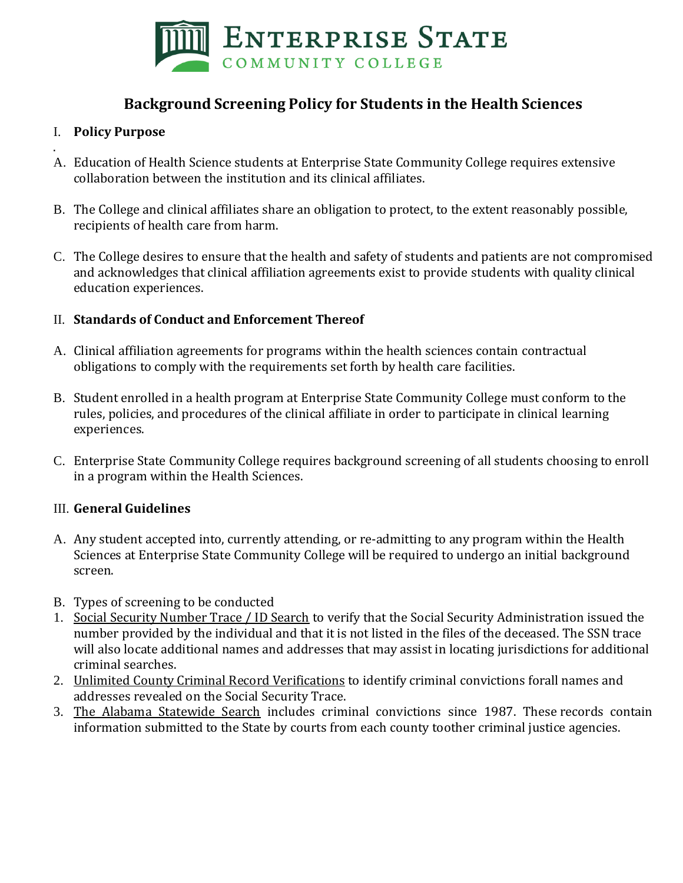Enterprise State Community College

# Background Screening Policy for Students in the Health Sciences

## I. Policy Purpose

.

A. Education of Health Science students at Enterprise State Community College requires extensive collaboration between the institution and its clinical affiliates.

B. The College and clinical affiliates share an obligation to protect, to the extent reasonably possible, recipients of health care from harm.

C. The College desires to ensure that the health and safety of students and patients are not compromised and acknowledges that clinical affiliation agreements exist to provide students with quality clinical education experiences.

## II. Standards of Conduct and Enforcement Thereof

A. Clinical affiliation agreements for programs within the health sciences contain contractual obligations to comply with the requirements set forth by health care facilities.

B. Student enrolled in a health program at Enterprise State Community College must conform to the rules, policies, and procedures of the clinical affiliate in order to participate in clinical learning experiences.

C. Enterprise State Community College requires background screening of all students choosing to enroll in a program within the Health Sciences.

## III. General Guidelines

A. Any student accepted into, currently attending, or re-admitting to any program within the Health Sciences at Enterprise State Community College will be required to undergo an initial background screen.

B. Types of screening to be conducted

1. Social Security Number Trace / ID Search to verify that the Social Security Administration issued the number provided by the individual and that it is not listed in the files of the deceased. The SSN trace will also locate additional names and addresses that may assist in locating jurisdictions for additional criminal searches.
2. Unlimited County Criminal Record Verifications to identify criminal convictions forall names and addresses revealed on the Social Security Trace.
3. The Alabama Statewide Search includes criminal convictions since 1987. These records contain information submitted to the State by courts from each county toother criminal justice agencies.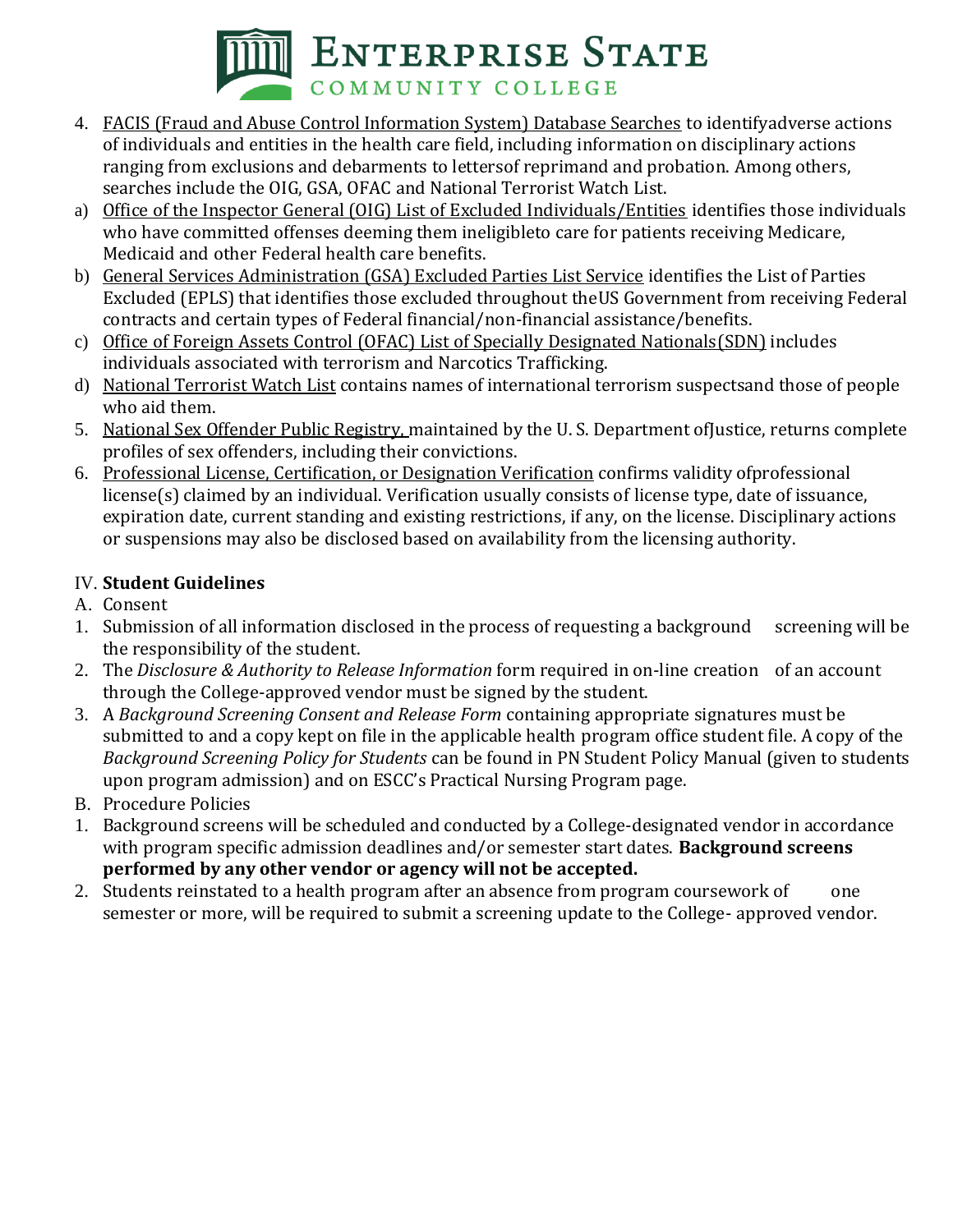4. FACIS (Fraud and Abuse Control Information System) Database Searches to identifyadverse actions of individuals and entities in the health care field, including information on disciplinary actions ranging from exclusions and debarments to lettersof reprimand and probation. Among others, searches include the OIG, GSA, OFAC and National Terrorist Watch List.

a) Office of the Inspector General (OIG) List of Excluded Individuals/Entities identifies those individuals who have committed offenses deeming them ineligibleto care for patients receiving Medicare, Medicaid and other Federal health care benefits.

b) General Services Administration (GSA) Excluded Parties List Service identifies the List of Parties Excluded (EPLS) that identifies those excluded throughout theUS Government from receiving Federal contracts and certain types of Federal financial/non-financial assistance/benefits.

c) Office of Foreign Assets Control (OFAC) List of Specially Designated Nationals(SDN) includes individuals associated with terrorism and Narcotics Trafficking.

d) National Terrorist Watch List contains names of international terrorism suspectsand those of people who aid them.

5. National Sex Offender Public Registry, maintained by the U. S. Department ofJustice, returns complete profiles of sex offenders, including their convictions.

6. Professional License, Certification, or Designation Verification confirms validity ofprofessional license(s) claimed by an individual. Verification usually consists of license type, date of issuance, expiration date, current standing and existing restrictions, if any, on the license. Disciplinary actions or suspensions may also be disclosed based on availability from the licensing authority.

## IV. **Student Guidelines**

A. Consent

1. Submission of all information disclosed in the process of requesting a background screening will be the responsibility of the student.
2. The *Disclosure & Authority to Release Information* form required in on-line creation of an account through the College-approved vendor must be signed by the student.
3. A *Background Screening Consent and Release Form* containing appropriate signatures must be submitted to and a copy kept on file in the applicable health program office student file. A copy of the *Background Screening Policy for Students* can be found in PN Student Policy Manual (given to students upon program admission) and on ESCC's Practical Nursing Program page.

B. Procedure Policies

1. Background screens will be scheduled and conducted by a College-designated vendor in accordance with program specific admission deadlines and/or semester start dates. **Background screens performed by any other vendor or agency will not be accepted.**
2. Students reinstated to a health program after an absence from program coursework of one semester or more, will be required to submit a screening update to the College- approved vendor.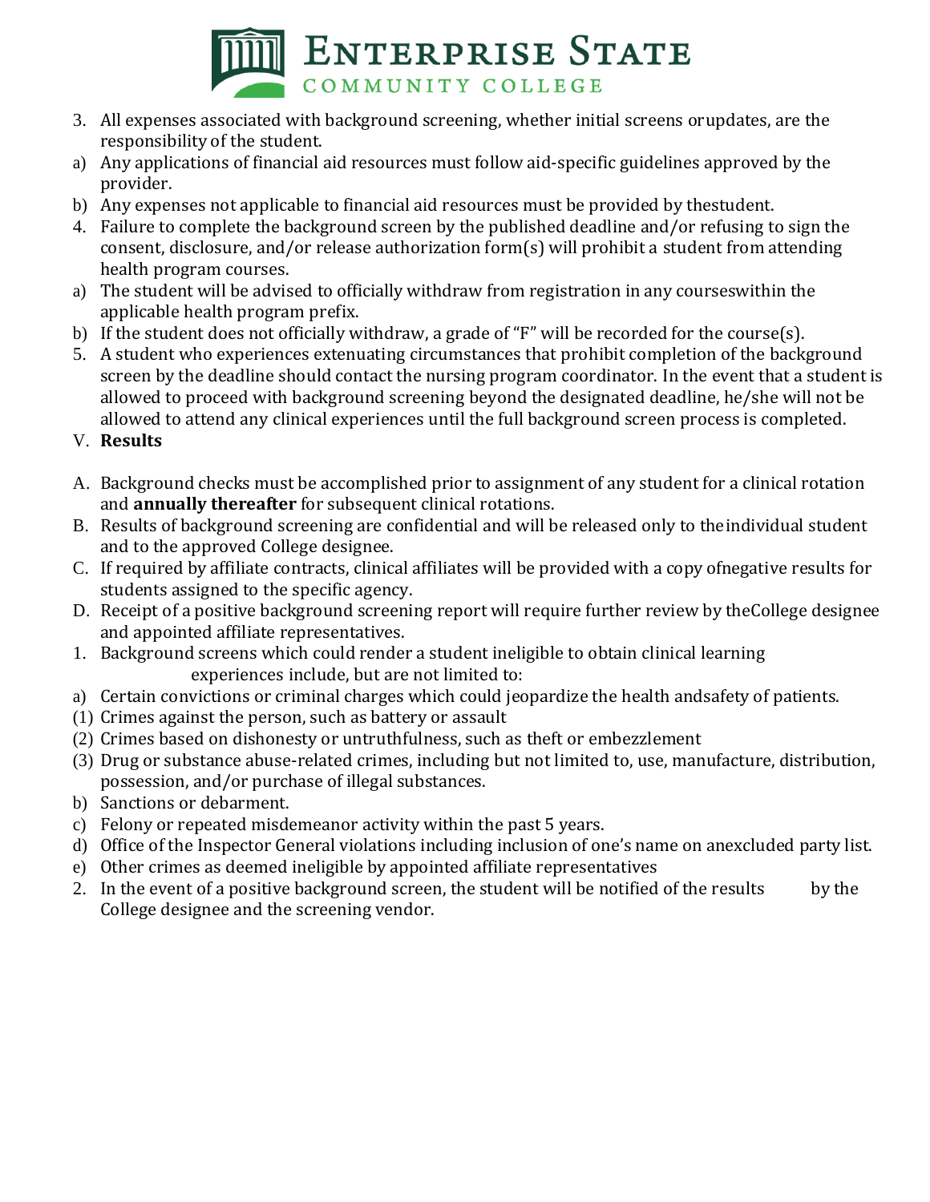3. All expenses associated with background screening, whether initial screens or updates, are the responsibility of the student.
   a) Any applications of financial aid resources must follow aid-specific guidelines approved by the provider.
   b) Any expenses not applicable to financial aid resources must be provided by the student.
4. Failure to complete the background screen by the published deadline and/or refusing to sign the consent, disclosure, and/or release authorization form(s) will prohibit a student from attending health program courses.
   a) The student will be advised to officially withdraw from registration in any courses within the applicable health program prefix.
   b) If the student does not officially withdraw, a grade of "F" will be recorded for the course(s).
5. A student who experiences extenuating circumstances that prohibit completion of the background screen by the deadline should contact the nursing program coordinator. In the event that a student is allowed to proceed with background screening beyond the designated deadline, he/she will not be allowed to attend any clinical experiences until the full background screen process is completed.

V. **Results**

A. Background checks must be accomplished prior to assignment of any student for a clinical rotation and **annually thereafter** for subsequent clinical rotations.

B. Results of background screening are confidential and will be released only to the individual student and to the approved College designee.

C. If required by affiliate contracts, clinical affiliates will be provided with a copy of negative results for students assigned to the specific agency.

D. Receipt of a positive background screening report will require further review by the College designee and appointed affiliate representatives.

1. Background screens which could render a student ineligible to obtain clinical learning experiences include, but are not limited to:
   a) Certain convictions or criminal charges which could jeopardize the health and safety of patients.
      (1) Crimes against the person, such as battery or assault
      (2) Crimes based on dishonesty or untruthfulness, such as theft or embezzlement
      (3) Drug or substance abuse-related crimes, including but not limited to, use, manufacture, distribution, possession, and/or purchase of illegal substances.
   b) Sanctions or debarment.
   c) Felony or repeated misdemeanor activity within the past 5 years.
   d) Office of the Inspector General violations including inclusion of one's name on an excluded party list.
   e) Other crimes as deemed ineligible by appointed affiliate representatives
2. In the event of a positive background screen, the student will be notified of the results by the College designee and the screening vendor.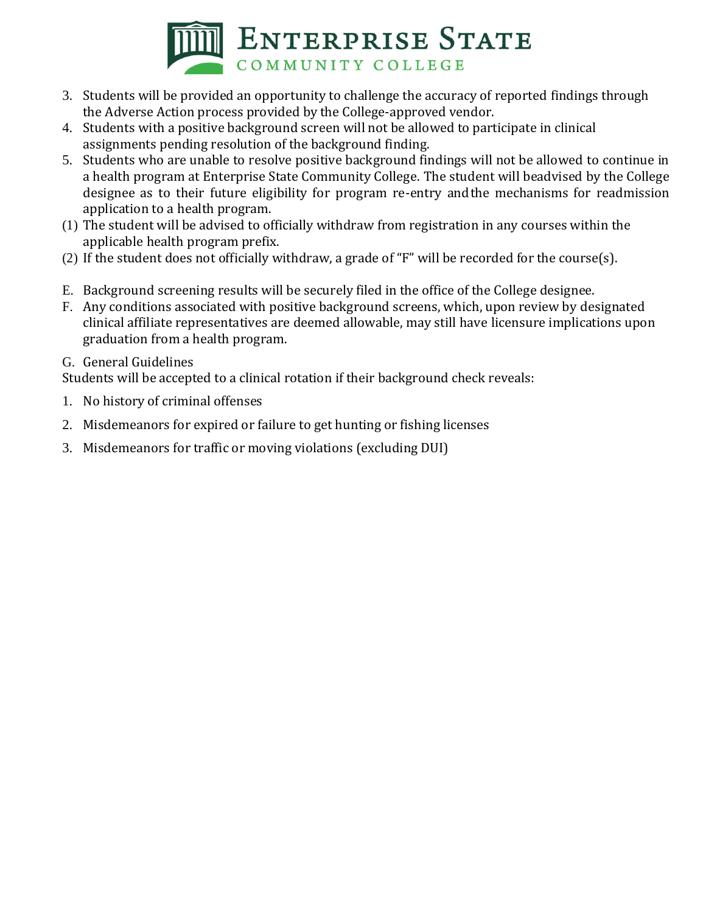3. Students will be provided an opportunity to challenge the accuracy of reported findings through the Adverse Action process provided by the College-approved vendor.
4. Students with a positive background screen will not be allowed to participate in clinical assignments pending resolution of the background finding.
5. Students who are unable to resolve positive background findings will not be allowed to continue in a health program at Enterprise State Community College. The student will beadvised by the College designee as to their future eligibility for program re-entry andthe mechanisms for readmission application to a health program.

(1) The student will be advised to officially withdraw from registration in any courses within the applicable health program prefix.

(2) If the student does not officially withdraw, a grade of "F" will be recorded for the course(s).

E. Background screening results will be securely filed in the office of the College designee.

F. Any conditions associated with positive background screens, which, upon review by designated clinical affiliate representatives are deemed allowable, may still have licensure implications upon graduation from a health program.

G. General Guidelines

Students will be accepted to a clinical rotation if their background check reveals:

1. No history of criminal offenses
2. Misdemeanors for expired or failure to get hunting or fishing licenses
3. Misdemeanors for traffic or moving violations (excluding DUI)